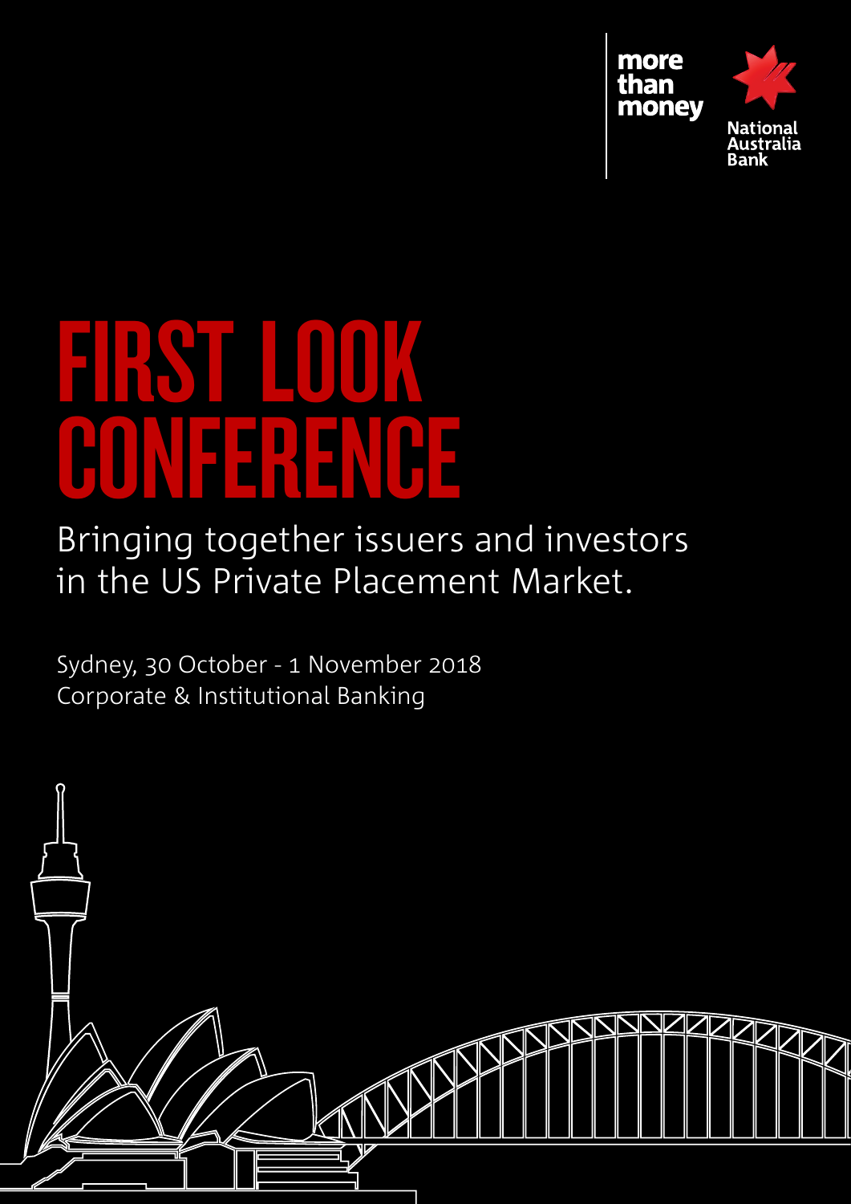more than money

National Australia Bank

# FIRST LOOK CONFERENCE

Bringing together issuers and investors in the US Private Placement Market.

Sydney, 30 October - 1 November 2018
Corporate & Institutional Banking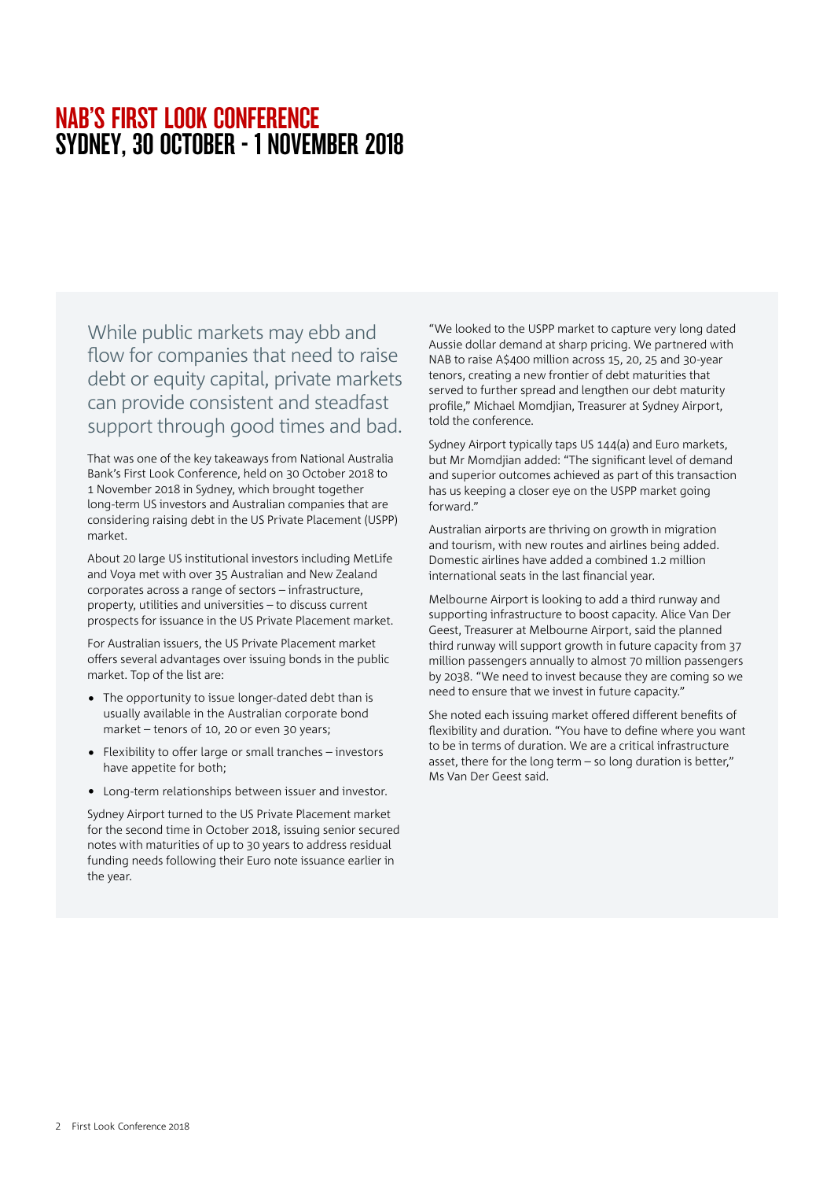# NAB'S FIRST LOOK CONFERENCE
## SYDNEY, 30 OCTOBER - 1 NOVEMBER 2018

While public markets may ebb and flow for companies that need to raise debt or equity capital, private markets can provide consistent and steadfast support through good times and bad.

That was one of the key takeaways from National Australia Bank's First Look Conference, held on 30 October 2018 to 1 November 2018 in Sydney, which brought together long-term US investors and Australian companies that are considering raising debt in the US Private Placement (USPP) market.

About 20 large US institutional investors including MetLife and Voya met with over 35 Australian and New Zealand corporates across a range of sectors – infrastructure, property, utilities and universities – to discuss current prospects for issuance in the US Private Placement market.

For Australian issuers, the US Private Placement market offers several advantages over issuing bonds in the public market. Top of the list are:

- The opportunity to issue longer-dated debt than is usually available in the Australian corporate bond market – tenors of 10, 20 or even 30 years;
- Flexibility to offer large or small tranches – investors have appetite for both;
- Long-term relationships between issuer and investor.

Sydney Airport turned to the US Private Placement market for the second time in October 2018, issuing senior secured notes with maturities of up to 30 years to address residual funding needs following their Euro note issuance earlier in the year.

"We looked to the USPP market to capture very long dated Aussie dollar demand at sharp pricing. We partnered with NAB to raise A$400 million across 15, 20, 25 and 30-year tenors, creating a new frontier of debt maturities that served to further spread and lengthen our debt maturity profile," Michael Momdjian, Treasurer at Sydney Airport, told the conference.

Sydney Airport typically taps US 144(a) and Euro markets, but Mr Momdjian added: "The significant level of demand and superior outcomes achieved as part of this transaction has us keeping a closer eye on the USPP market going forward."

Australian airports are thriving on growth in migration and tourism, with new routes and airlines being added. Domestic airlines have added a combined 1.2 million international seats in the last financial year.

Melbourne Airport is looking to add a third runway and supporting infrastructure to boost capacity. Alice Van Der Geest, Treasurer at Melbourne Airport, said the planned third runway will support growth in future capacity from 37 million passengers annually to almost 70 million passengers by 2038. "We need to invest because they are coming so we need to ensure that we invest in future capacity."

She noted each issuing market offered different benefits of flexibility and duration. "You have to define where you want to be in terms of duration. We are a critical infrastructure asset, there for the long term – so long duration is better," Ms Van Der Geest said.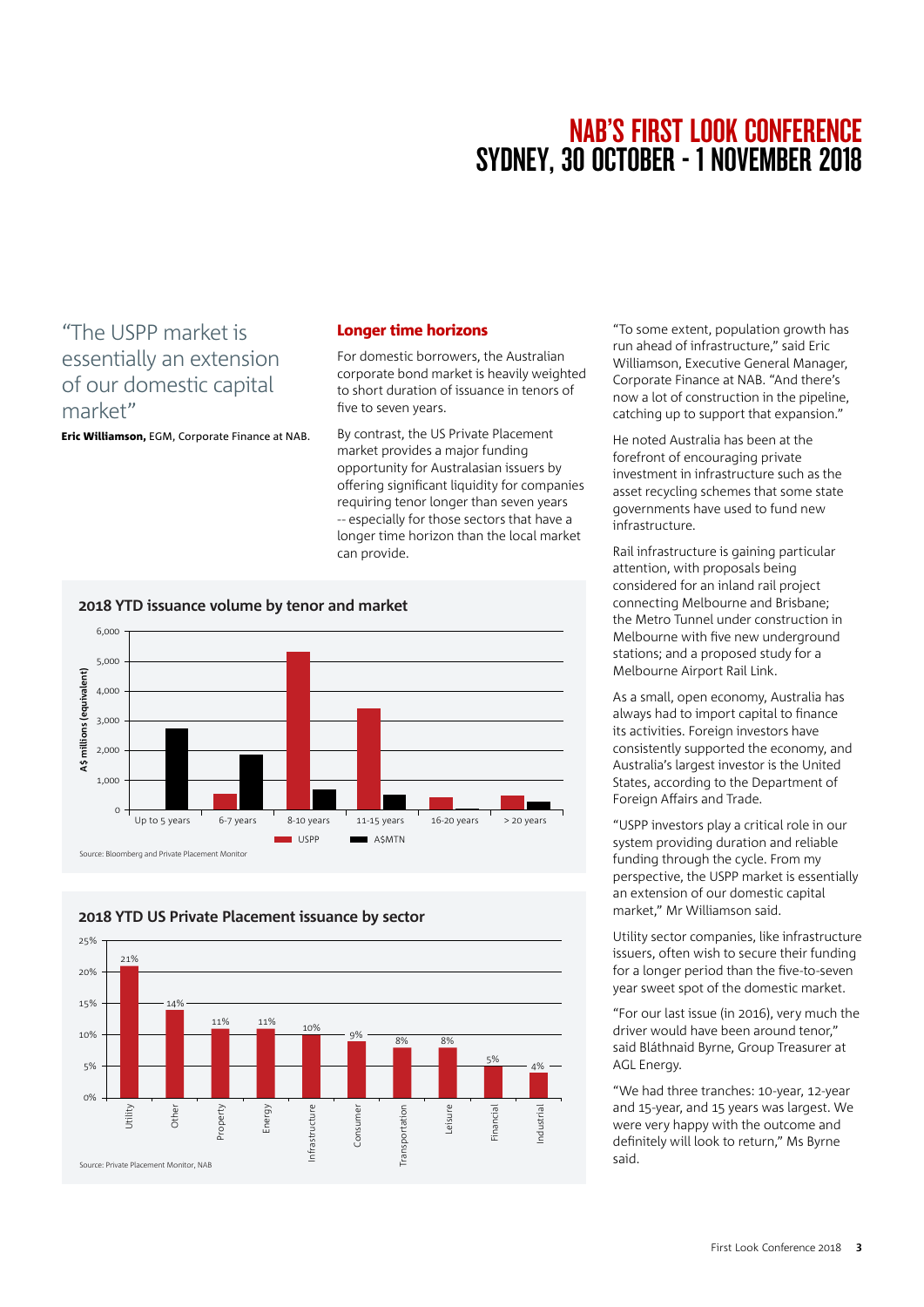> "The USPP market is essentially an extension of our domestic capital market"

**Eric Williamson,** EGM, Corporate Finance at NAB.

## Longer time horizons

For domestic borrowers, the Australian corporate bond market is heavily weighted to short duration of issuance in tenors of five to seven years.

By contrast, the US Private Placement market provides a major funding opportunity for Australasian issuers by offering significant liquidity for companies requiring tenor longer than seven years -- especially for those sectors that have a longer time horizon than the local market can provide.

**2018 YTD issuance volume by tenor and market**

Source: Bloomberg and Private Placement Monitor

**2018 YTD US Private Placement issuance by sector**

| Sector | Share |
|---|---|
| Utility | 21% |
| Other | 14% |
| Property | 11% |
| Energy | 11% |
| Infrastructure | 10% |
| Consumer | 9% |
| Transportation | 8% |
| Leisure | 8% |
| Financial | 5% |
| Industrial | 4% |

Source: Private Placement Monitor, NAB

"To some extent, population growth has run ahead of infrastructure," said Eric Williamson, Executive General Manager, Corporate Finance at NAB. "And there's now a lot of construction in the pipeline, catching up to support that expansion."

He noted Australia has been at the forefront of encouraging private investment in infrastructure such as the asset recycling schemes that some state governments have used to fund new infrastructure.

Rail infrastructure is gaining particular attention, with proposals being considered for an inland rail project connecting Melbourne and Brisbane; the Metro Tunnel under construction in Melbourne with five new underground stations; and a proposed study for a Melbourne Airport Rail Link.

As a small, open economy, Australia has always had to import capital to finance its activities. Foreign investors have consistently supported the economy, and Australia's largest investor is the United States, according to the Department of Foreign Affairs and Trade.

"USPP investors play a critical role in our system providing duration and reliable funding through the cycle. From my perspective, the USPP market is essentially an extension of our domestic capital market," Mr Williamson said.

Utility sector companies, like infrastructure issuers, often wish to secure their funding for a longer period than the five-to-seven year sweet spot of the domestic market.

"For our last issue (in 2016), very much the driver would have been around tenor," said Bláthnaid Byrne, Group Treasurer at AGL Energy.

"We had three tranches: 10-year, 12-year and 15-year, and 15 years was largest. We were very happy with the outcome and definitely will look to return," Ms Byrne said.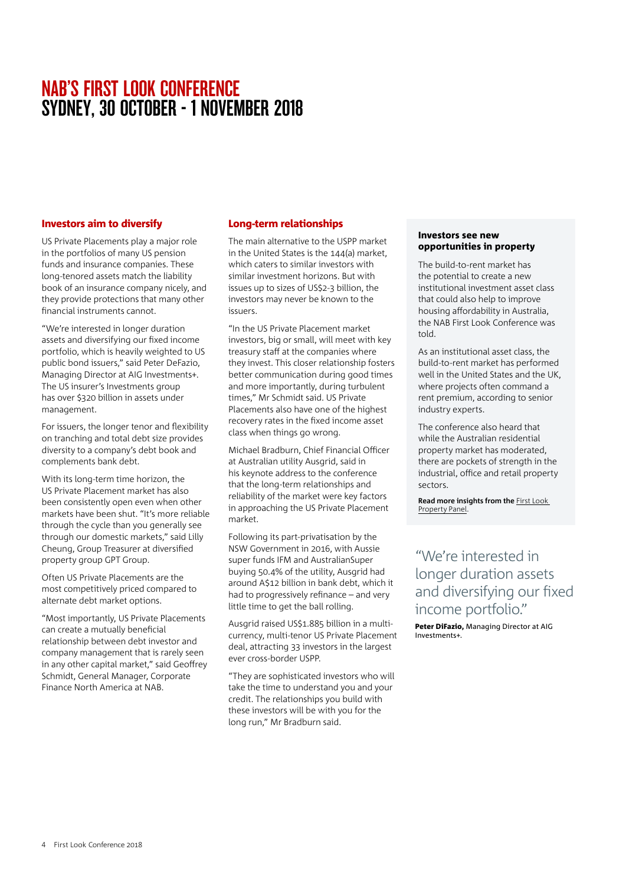# NAB'S FIRST LOOK CONFERENCE
# SYDNEY, 30 OCTOBER - 1 NOVEMBER 2018

## Investors aim to diversify

US Private Placements play a major role in the portfolios of many US pension funds and insurance companies. These long-tenored assets match the liability book of an insurance company nicely, and they provide protections that many other financial instruments cannot.

"We're interested in longer duration assets and diversifying our fixed income portfolio, which is heavily weighted to US public bond issuers," said Peter DeFazio, Managing Director at AIG Investments+. The US insurer's Investments group has over $320 billion in assets under management.

For issuers, the longer tenor and flexibility on tranching and total debt size provides diversity to a company's debt book and complements bank debt.

With its long-term time horizon, the US Private Placement market has also been consistently open even when other markets have been shut. "It's more reliable through the cycle than you generally see through our domestic markets," said Lilly Cheung, Group Treasurer at diversified property group GPT Group.

Often US Private Placements are the most competitively priced compared to alternate debt market options.

"Most importantly, US Private Placements can create a mutually beneficial relationship between debt investor and company management that is rarely seen in any other capital market," said Geoffrey Schmidt, General Manager, Corporate Finance North America at NAB.

## Long-term relationships

The main alternative to the USPP market in the United States is the 144(a) market, which caters to similar investors with similar investment horizons. But with issues up to sizes of US$2-3 billion, the investors may never be known to the issuers.

"In the US Private Placement market investors, big or small, will meet with key treasury staff at the companies where they invest. This closer relationship fosters better communication during good times and more importantly, during turbulent times," Mr Schmidt said. US Private Placements also have one of the highest recovery rates in the fixed income asset class when things go wrong.

Michael Bradburn, Chief Financial Officer at Australian utility Ausgrid, said in his keynote address to the conference that the long-term relationships and reliability of the market were key factors in approaching the US Private Placement market.

Following its part-privatisation by the NSW Government in 2016, with Aussie super funds IFM and AustralianSuper buying 50.4% of the utility, Ausgrid had around A$12 billion in bank debt, which it had to progressively refinance – and very little time to get the ball rolling.

Ausgrid raised US$1.885 billion in a multi-currency, multi-tenor US Private Placement deal, attracting 33 investors in the largest ever cross-border USPP.

"They are sophisticated investors who will take the time to understand you and your credit. The relationships you build with these investors will be with you for the long run," Mr Bradburn said.

### Investors see new opportunities in property

The build-to-rent market has the potential to create a new institutional investment asset class that could also help to improve housing affordability in Australia, the NAB First Look Conference was told.

As an institutional asset class, the build-to-rent market has performed well in the United States and the UK, where projects often command a rent premium, according to senior industry experts.

The conference also heard that while the Australian residential property market has moderated, there are pockets of strength in the industrial, office and retail property sectors.

**Read more insights from the** First Look Property Panel.

> "We're interested in longer duration assets and diversifying our fixed income portfolio."
>
> **Peter DiFazio,** Managing Director at AIG Investments+.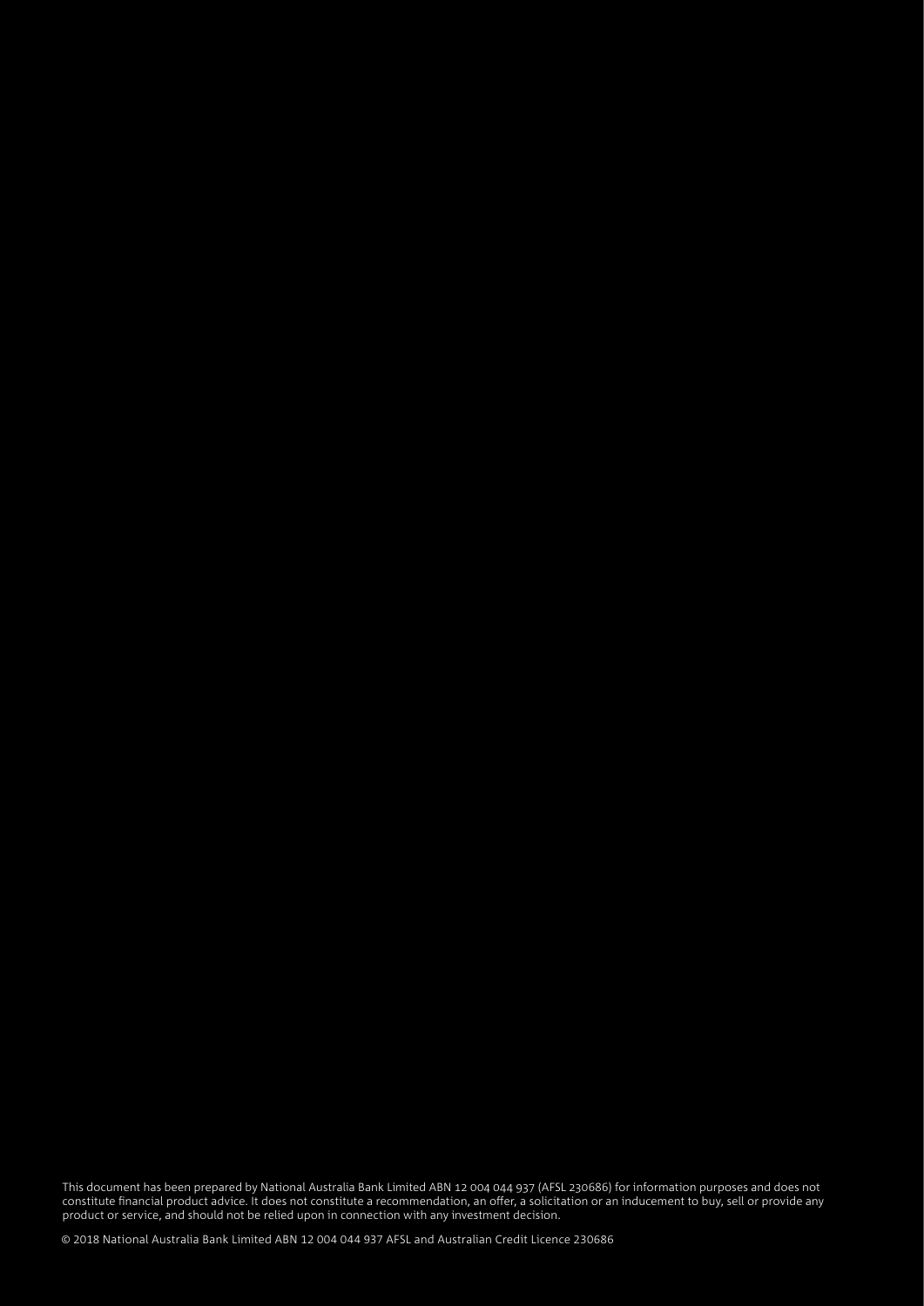This document has been prepared by National Australia Bank Limited ABN 12 004 044 937 (AFSL 230686) for information purposes and does not constitute financial product advice. It does not constitute a recommendation, an offer, a solicitation or an inducement to buy, sell or provide any product or service, and should not be relied upon in connection with any investment decision.

© 2018 National Australia Bank Limited ABN 12 004 044 937 AFSL and Australian Credit Licence 230686